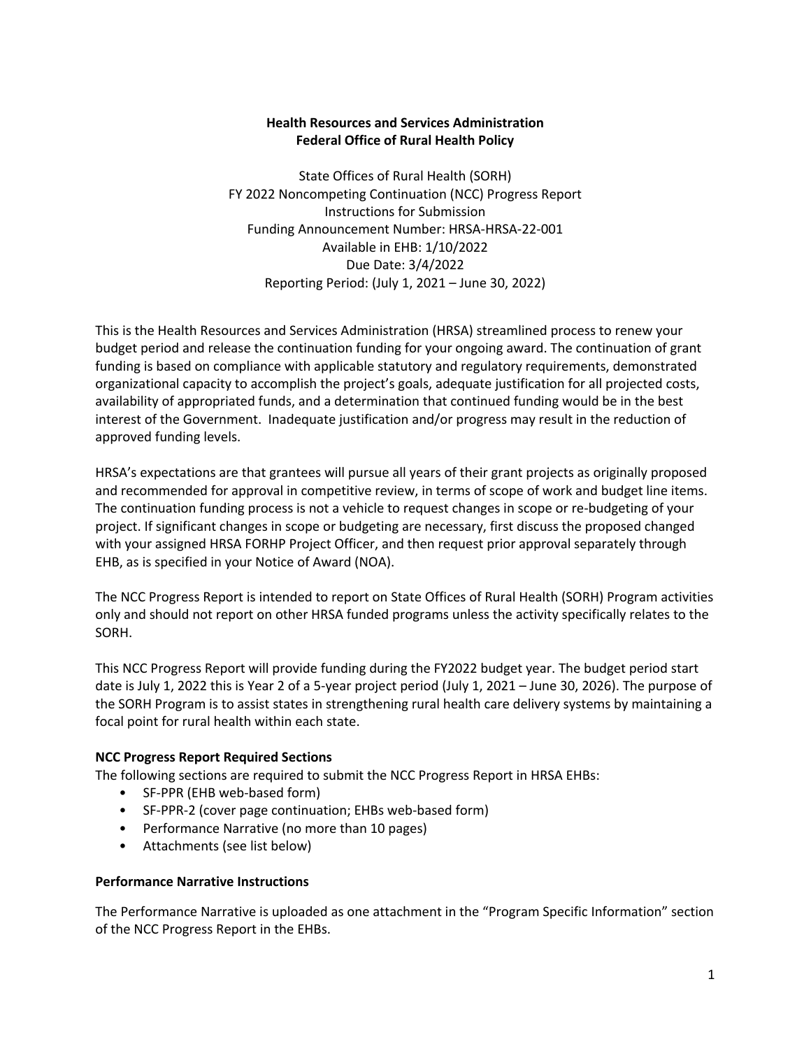**Health Resources and Services Administration**
**Federal Office of Rural Health Policy**

State Offices of Rural Health (SORH)
FY 2022 Noncompeting Continuation (NCC) Progress Report
Instructions for Submission
Funding Announcement Number: HRSA-HRSA-22-001
Available in EHB: 1/10/2022
Due Date: 3/4/2022
Reporting Period: (July 1, 2021 – June 30, 2022)

This is the Health Resources and Services Administration (HRSA) streamlined process to renew your budget period and release the continuation funding for your ongoing award. The continuation of grant funding is based on compliance with applicable statutory and regulatory requirements, demonstrated organizational capacity to accomplish the project's goals, adequate justification for all projected costs, availability of appropriated funds, and a determination that continued funding would be in the best interest of the Government. Inadequate justification and/or progress may result in the reduction of approved funding levels.

HRSA's expectations are that grantees will pursue all years of their grant projects as originally proposed and recommended for approval in competitive review, in terms of scope of work and budget line items. The continuation funding process is not a vehicle to request changes in scope or re-budgeting of your project. If significant changes in scope or budgeting are necessary, first discuss the proposed changed with your assigned HRSA FORHP Project Officer, and then request prior approval separately through EHB, as is specified in your Notice of Award (NOA).

The NCC Progress Report is intended to report on State Offices of Rural Health (SORH) Program activities only and should not report on other HRSA funded programs unless the activity specifically relates to the SORH.

This NCC Progress Report will provide funding during the FY2022 budget year. The budget period start date is July 1, 2022 this is Year 2 of a 5-year project period (July 1, 2021 – June 30, 2026). The purpose of the SORH Program is to assist states in strengthening rural health care delivery systems by maintaining a focal point for rural health within each state.

**NCC Progress Report Required Sections**

The following sections are required to submit the NCC Progress Report in HRSA EHBs:

- SF-PPR (EHB web-based form)
- SF-PPR-2 (cover page continuation; EHBs web-based form)
- Performance Narrative (no more than 10 pages)
- Attachments (see list below)

**Performance Narrative Instructions**

The Performance Narrative is uploaded as one attachment in the "Program Specific Information" section of the NCC Progress Report in the EHBs.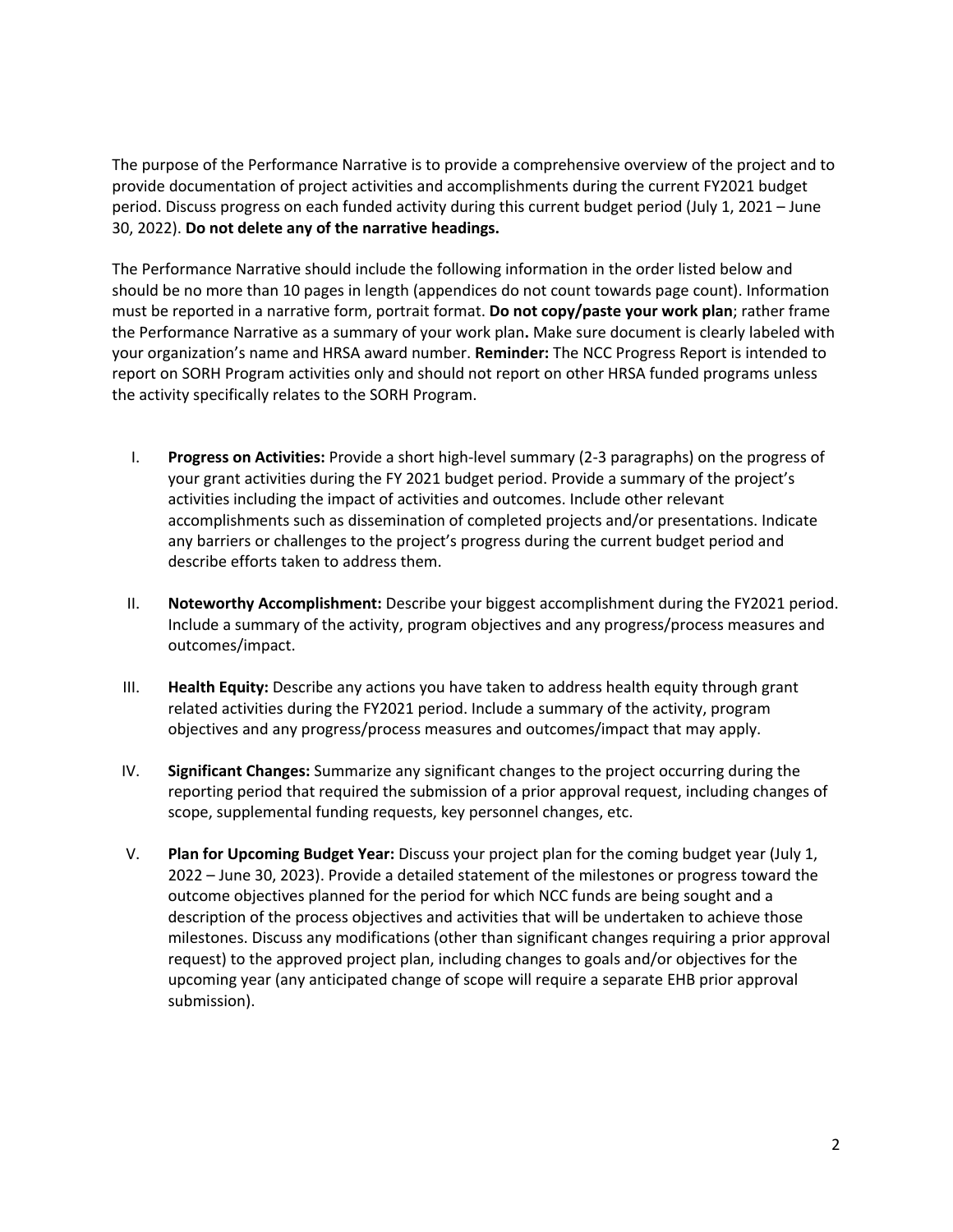The purpose of the Performance Narrative is to provide a comprehensive overview of the project and to provide documentation of project activities and accomplishments during the current FY2021 budget period. Discuss progress on each funded activity during this current budget period (July 1, 2021 – June 30, 2022). **Do not delete any of the narrative headings.**

The Performance Narrative should include the following information in the order listed below and should be no more than 10 pages in length (appendices do not count towards page count). Information must be reported in a narrative form, portrait format. **Do not copy/paste your work plan**; rather frame the Performance Narrative as a summary of your work plan**.** Make sure document is clearly labeled with your organization's name and HRSA award number. **Reminder:** The NCC Progress Report is intended to report on SORH Program activities only and should not report on other HRSA funded programs unless the activity specifically relates to the SORH Program.

I. **Progress on Activities:** Provide a short high-level summary (2-3 paragraphs) on the progress of your grant activities during the FY 2021 budget period. Provide a summary of the project's activities including the impact of activities and outcomes. Include other relevant accomplishments such as dissemination of completed projects and/or presentations. Indicate any barriers or challenges to the project's progress during the current budget period and describe efforts taken to address them.

II. **Noteworthy Accomplishment:** Describe your biggest accomplishment during the FY2021 period. Include a summary of the activity, program objectives and any progress/process measures and outcomes/impact.

III. **Health Equity:** Describe any actions you have taken to address health equity through grant related activities during the FY2021 period. Include a summary of the activity, program objectives and any progress/process measures and outcomes/impact that may apply.

IV. **Significant Changes:** Summarize any significant changes to the project occurring during the reporting period that required the submission of a prior approval request, including changes of scope, supplemental funding requests, key personnel changes, etc.

V. **Plan for Upcoming Budget Year:** Discuss your project plan for the coming budget year (July 1, 2022 – June 30, 2023). Provide a detailed statement of the milestones or progress toward the outcome objectives planned for the period for which NCC funds are being sought and a description of the process objectives and activities that will be undertaken to achieve those milestones. Discuss any modifications (other than significant changes requiring a prior approval request) to the approved project plan, including changes to goals and/or objectives for the upcoming year (any anticipated change of scope will require a separate EHB prior approval submission).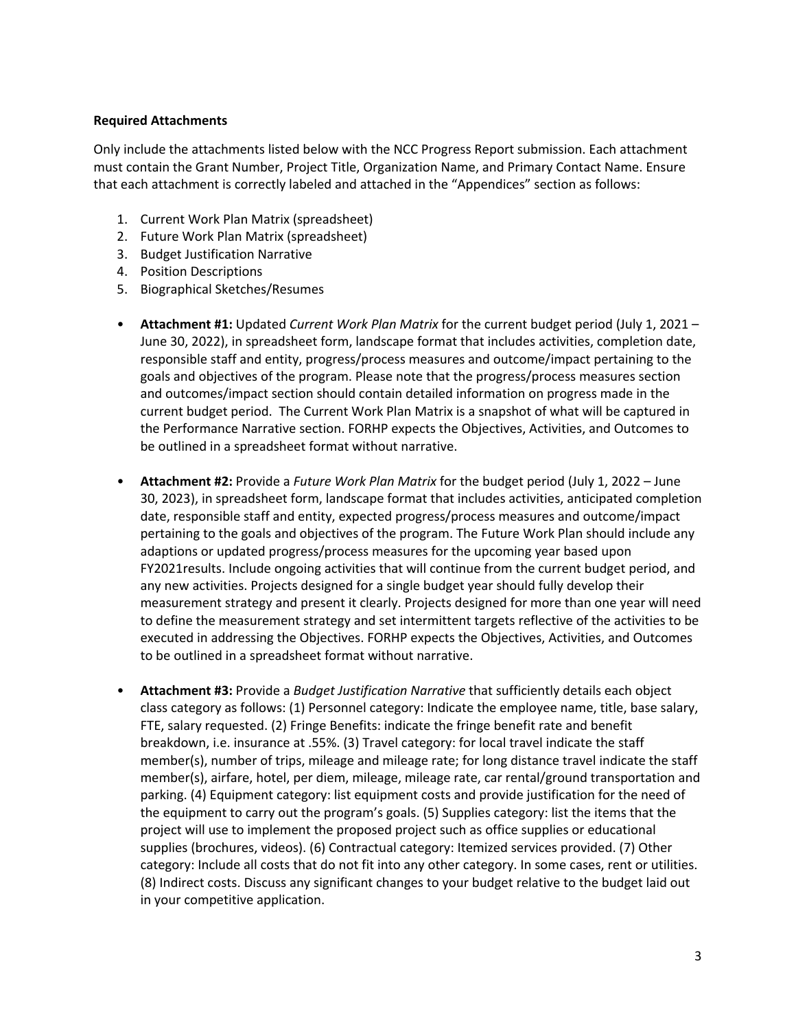**Required Attachments**

Only include the attachments listed below with the NCC Progress Report submission. Each attachment must contain the Grant Number, Project Title, Organization Name, and Primary Contact Name. Ensure that each attachment is correctly labeled and attached in the "Appendices" section as follows:

1. Current Work Plan Matrix (spreadsheet)
2. Future Work Plan Matrix (spreadsheet)
3. Budget Justification Narrative
4. Position Descriptions
5. Biographical Sketches/Resumes

- **Attachment #1:** Updated *Current Work Plan Matrix* for the current budget period (July 1, 2021 – June 30, 2022), in spreadsheet form, landscape format that includes activities, completion date, responsible staff and entity, progress/process measures and outcome/impact pertaining to the goals and objectives of the program. Please note that the progress/process measures section and outcomes/impact section should contain detailed information on progress made in the current budget period. The Current Work Plan Matrix is a snapshot of what will be captured in the Performance Narrative section. FORHP expects the Objectives, Activities, and Outcomes to be outlined in a spreadsheet format without narrative.

- **Attachment #2:** Provide a *Future Work Plan Matrix* for the budget period (July 1, 2022 – June 30, 2023), in spreadsheet form, landscape format that includes activities, anticipated completion date, responsible staff and entity, expected progress/process measures and outcome/impact pertaining to the goals and objectives of the program. The Future Work Plan should include any adaptions or updated progress/process measures for the upcoming year based upon FY2021results. Include ongoing activities that will continue from the current budget period, and any new activities. Projects designed for a single budget year should fully develop their measurement strategy and present it clearly. Projects designed for more than one year will need to define the measurement strategy and set intermittent targets reflective of the activities to be executed in addressing the Objectives. FORHP expects the Objectives, Activities, and Outcomes to be outlined in a spreadsheet format without narrative.

- **Attachment #3:** Provide a *Budget Justification Narrative* that sufficiently details each object class category as follows: (1) Personnel category: Indicate the employee name, title, base salary, FTE, salary requested. (2) Fringe Benefits: indicate the fringe benefit rate and benefit breakdown, i.e. insurance at .55%. (3) Travel category: for local travel indicate the staff member(s), number of trips, mileage and mileage rate; for long distance travel indicate the staff member(s), airfare, hotel, per diem, mileage, mileage rate, car rental/ground transportation and parking. (4) Equipment category: list equipment costs and provide justification for the need of the equipment to carry out the program's goals. (5) Supplies category: list the items that the project will use to implement the proposed project such as office supplies or educational supplies (brochures, videos). (6) Contractual category: Itemized services provided. (7) Other category: Include all costs that do not fit into any other category. In some cases, rent or utilities. (8) Indirect costs. Discuss any significant changes to your budget relative to the budget laid out in your competitive application.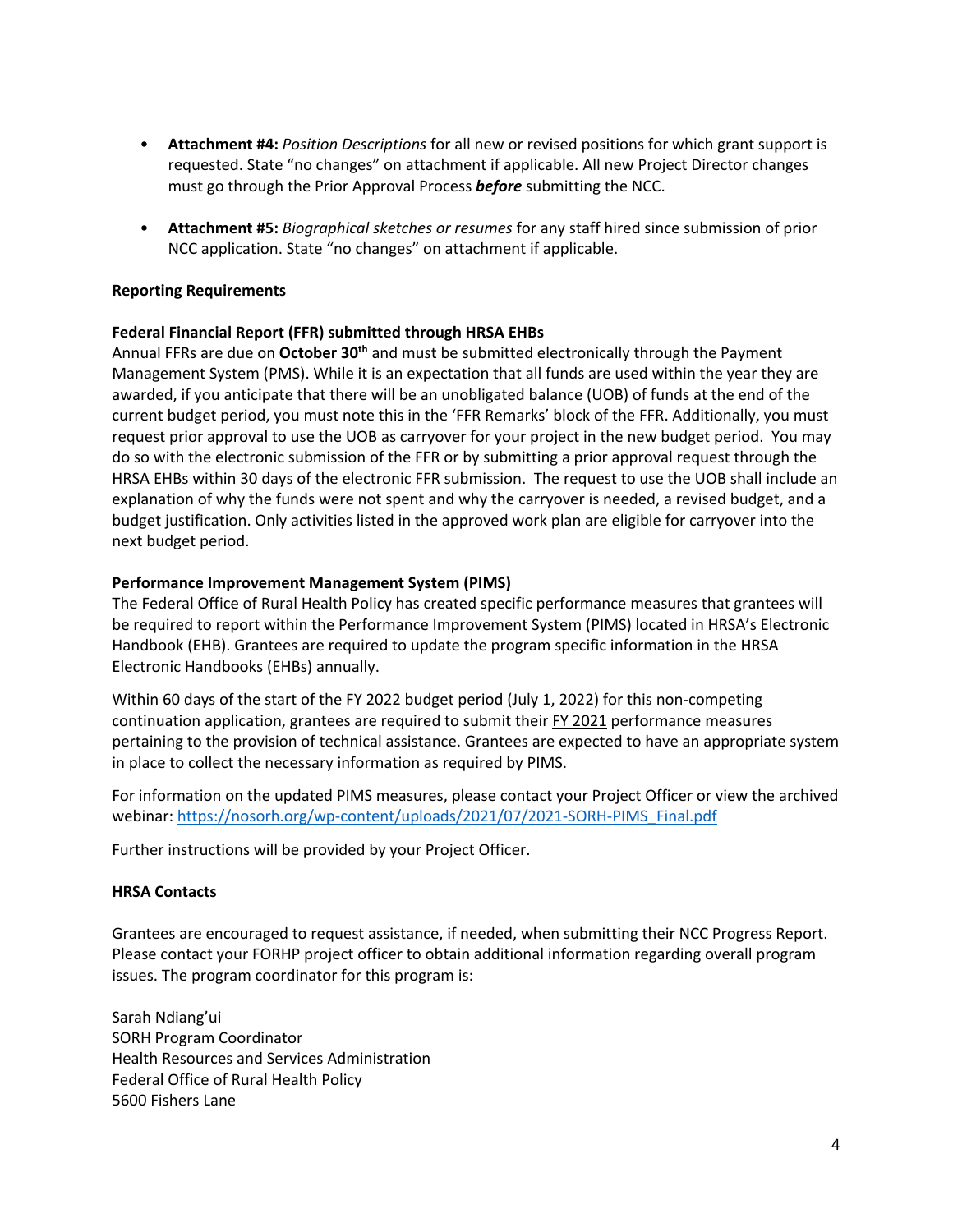- **Attachment #4:** *Position Descriptions* for all new or revised positions for which grant support is requested. State "no changes" on attachment if applicable. All new Project Director changes must go through the Prior Approval Process ***before*** submitting the NCC.

- **Attachment #5:** *Biographical sketches or resumes* for any staff hired since submission of prior NCC application. State "no changes" on attachment if applicable.

**Reporting Requirements**

**Federal Financial Report (FFR) submitted through HRSA EHBs**

Annual FFRs are due on **October 30th** and must be submitted electronically through the Payment Management System (PMS). While it is an expectation that all funds are used within the year they are awarded, if you anticipate that there will be an unobligated balance (UOB) of funds at the end of the current budget period, you must note this in the 'FFR Remarks' block of the FFR. Additionally, you must request prior approval to use the UOB as carryover for your project in the new budget period. You may do so with the electronic submission of the FFR or by submitting a prior approval request through the HRSA EHBs within 30 days of the electronic FFR submission. The request to use the UOB shall include an explanation of why the funds were not spent and why the carryover is needed, a revised budget, and a budget justification. Only activities listed in the approved work plan are eligible for carryover into the next budget period.

**Performance Improvement Management System (PIMS)**

The Federal Office of Rural Health Policy has created specific performance measures that grantees will be required to report within the Performance Improvement System (PIMS) located in HRSA's Electronic Handbook (EHB). Grantees are required to update the program specific information in the HRSA Electronic Handbooks (EHBs) annually.

Within 60 days of the start of the FY 2022 budget period (July 1, 2022) for this non-competing continuation application, grantees are required to submit their FY 2021 performance measures pertaining to the provision of technical assistance. Grantees are expected to have an appropriate system in place to collect the necessary information as required by PIMS.

For information on the updated PIMS measures, please contact your Project Officer or view the archived webinar: https://nosorh.org/wp-content/uploads/2021/07/2021-SORH-PIMS_Final.pdf

Further instructions will be provided by your Project Officer.

**HRSA Contacts**

Grantees are encouraged to request assistance, if needed, when submitting their NCC Progress Report. Please contact your FORHP project officer to obtain additional information regarding overall program issues. The program coordinator for this program is:

Sarah Ndiang'ui
SORH Program Coordinator
Health Resources and Services Administration
Federal Office of Rural Health Policy
5600 Fishers Lane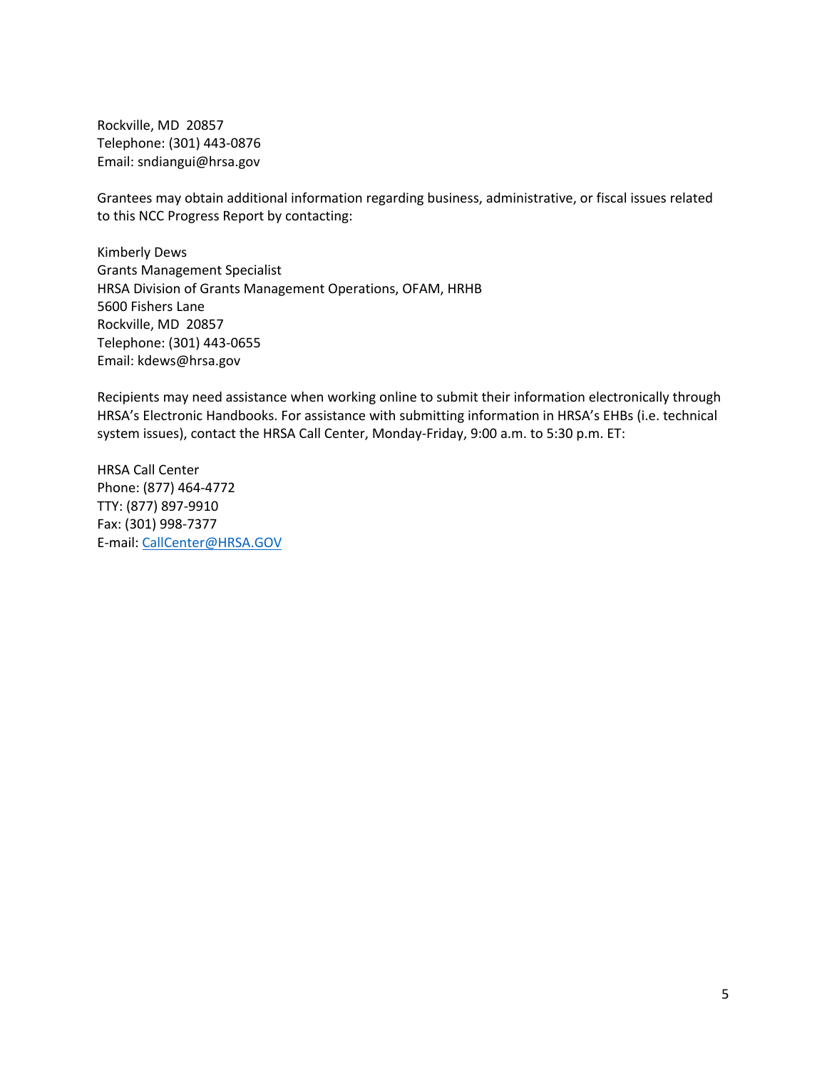Rockville, MD 20857
Telephone: (301) 443-0876
Email: sndiangui@hrsa.gov

Grantees may obtain additional information regarding business, administrative, or fiscal issues related to this NCC Progress Report by contacting:

Kimberly Dews
Grants Management Specialist
HRSA Division of Grants Management Operations, OFAM, HRHB
5600 Fishers Lane
Rockville, MD 20857
Telephone: (301) 443-0655
Email: kdews@hrsa.gov

Recipients may need assistance when working online to submit their information electronically through HRSA's Electronic Handbooks. For assistance with submitting information in HRSA's EHBs (i.e. technical system issues), contact the HRSA Call Center, Monday-Friday, 9:00 a.m. to 5:30 p.m. ET:

HRSA Call Center
Phone: (877) 464-4772
TTY: (877) 897-9910
Fax: (301) 998-7377
E-mail: CallCenter@HRSA.GOV